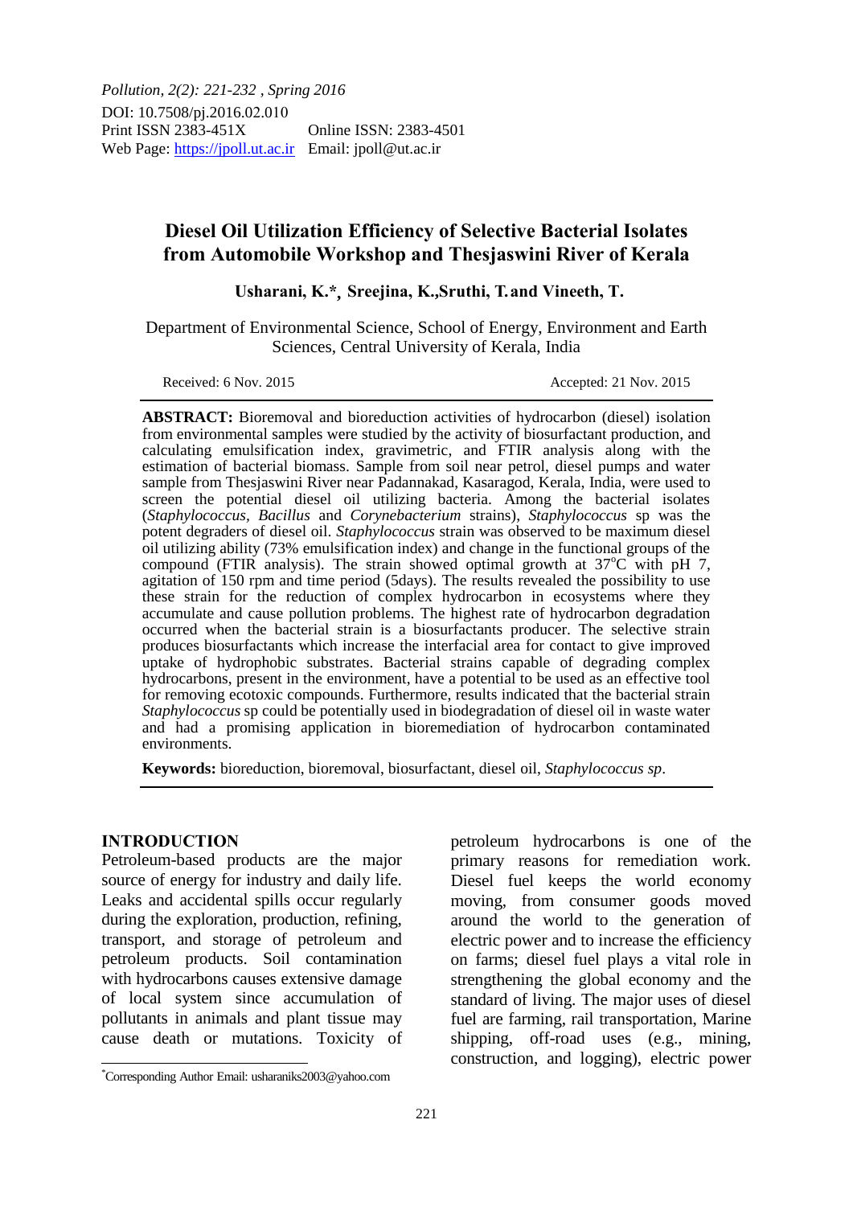*Pollution, 2(2): 221-232 , Spring 2016*
DOI: 10.7508/pj.2016.02.010
Print ISSN 2383-451X Online ISSN: 2383-4501
Web Page: https://jpoll.ut.ac.ir Email: jpoll@ut.ac.ir

# Diesel Oil Utilization Efficiency of Selective Bacterial Isolates from Automobile Workshop and Thesjaswini River of Kerala

**Usharani, K.*, Sreejina, K., Sruthi, T. and Vineeth, T.**

Department of Environmental Science, School of Energy, Environment and Earth Sciences, Central University of Kerala, India

Received: 6 Nov. 2015 Accepted: 21 Nov. 2015

**ABSTRACT:** Bioremoval and bioreduction activities of hydrocarbon (diesel) isolation from environmental samples were studied by the activity of biosurfactant production, and calculating emulsification index, gravimetric, and FTIR analysis along with the estimation of bacterial biomass. Sample from soil near petrol, diesel pumps and water sample from Thesjaswini River near Padannakad, Kasaragod, Kerala, India, were used to screen the potential diesel oil utilizing bacteria. Among the bacterial isolates (*Staphylococcus, Bacillus* and *Corynebacterium* strains), *Staphylococcus* sp was the potent degraders of diesel oil. *Staphylococcus* strain was observed to be maximum diesel oil utilizing ability (73% emulsification index) and change in the functional groups of the compound (FTIR analysis). The strain showed optimal growth at 37°C with pH 7, agitation of 150 rpm and time period (5days). The results revealed the possibility to use these strain for the reduction of complex hydrocarbon in ecosystems where they accumulate and cause pollution problems. The highest rate of hydrocarbon degradation occurred when the bacterial strain is a biosurfactants producer. The selective strain produces biosurfactants which increase the interfacial area for contact to give improved uptake of hydrophobic substrates. Bacterial strains capable of degrading complex hydrocarbons, present in the environment, have a potential to be used as an effective tool for removing ecotoxic compounds. Furthermore, results indicated that the bacterial strain *Staphylococcus* sp could be potentially used in biodegradation of diesel oil in waste water and had a promising application in bioremediation of hydrocarbon contaminated environments.

**Keywords:** bioreduction, bioremoval, biosurfactant, diesel oil, *Staphylococcus sp*.

## INTRODUCTION

Petroleum-based products are the major source of energy for industry and daily life. Leaks and accidental spills occur regularly during the exploration, production, refining, transport, and storage of petroleum and petroleum products. Soil contamination with hydrocarbons causes extensive damage of local system since accumulation of pollutants in animals and plant tissue may cause death or mutations. Toxicity of petroleum hydrocarbons is one of the primary reasons for remediation work. Diesel fuel keeps the world economy moving, from consumer goods moved around the world to the generation of electric power and to increase the efficiency on farms; diesel fuel plays a vital role in strengthening the global economy and the standard of living. The major uses of diesel fuel are farming, rail transportation, Marine shipping, off-road uses (e.g., mining, construction, and logging), electric power

*Corresponding Author Email: usharaniks2003@yahoo.com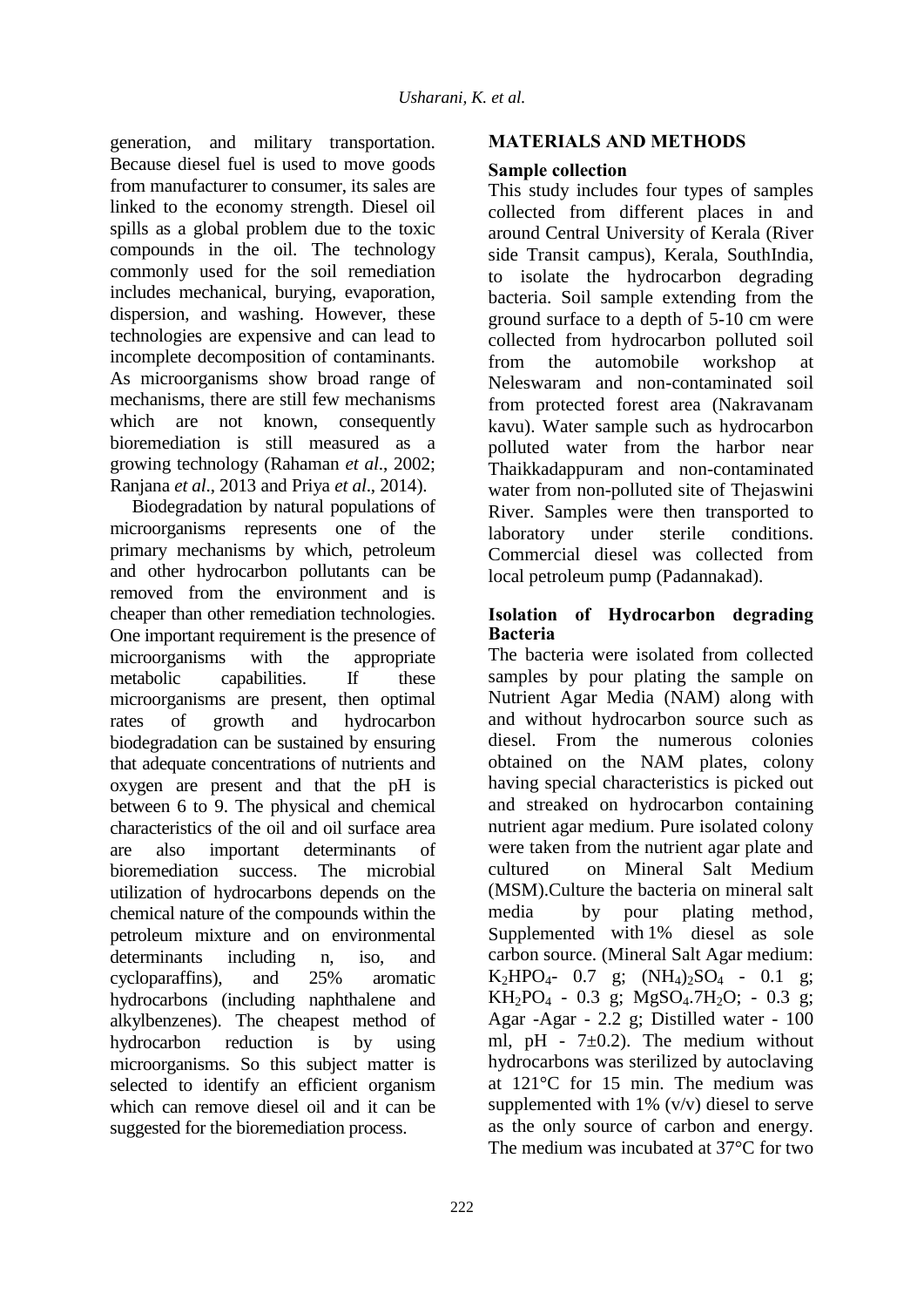generation, and military transportation. Because diesel fuel is used to move goods from manufacturer to consumer, its sales are linked to the economy strength. Diesel oil spills as a global problem due to the toxic compounds in the oil. The technology commonly used for the soil remediation includes mechanical, burying, evaporation, dispersion, and washing. However, these technologies are expensive and can lead to incomplete decomposition of contaminants. As microorganisms show broad range of mechanisms, there are still few mechanisms which are not known, consequently bioremediation is still measured as a growing technology (Rahaman *et al*., 2002; Ranjana *et al*., 2013 and Priya *et al*., 2014).

Biodegradation by natural populations of microorganisms represents one of the primary mechanisms by which, petroleum and other hydrocarbon pollutants can be removed from the environment and is cheaper than other remediation technologies. One important requirement is the presence of microorganisms with the appropriate metabolic capabilities. If these microorganisms are present, then optimal rates of growth and hydrocarbon biodegradation can be sustained by ensuring that adequate concentrations of nutrients and oxygen are present and that the pH is between 6 to 9. The physical and chemical characteristics of the oil and oil surface area are also important determinants of bioremediation success. The microbial utilization of hydrocarbons depends on the chemical nature of the compounds within the petroleum mixture and on environmental determinants including n, iso, and cycloparaffins), and 25% aromatic hydrocarbons (including naphthalene and alkylbenzenes). The cheapest method of hydrocarbon reduction is by using microorganisms. So this subject matter is selected to identify an efficient organism which can remove diesel oil and it can be suggested for the bioremediation process.

## MATERIALS AND METHODS

### Sample collection

This study includes four types of samples collected from different places in and around Central University of Kerala (River side Transit campus), Kerala, SouthIndia, to isolate the hydrocarbon degrading bacteria. Soil sample extending from the ground surface to a depth of 5-10 cm were collected from hydrocarbon polluted soil from the automobile workshop at Neleswaram and non-contaminated soil from protected forest area (Nakravanam kavu). Water sample such as hydrocarbon polluted water from the harbor near Thaikkadappuram and non-contaminated water from non-polluted site of Thejaswini River. Samples were then transported to laboratory under sterile conditions. Commercial diesel was collected from local petroleum pump (Padannakad).

### Isolation of Hydrocarbon degrading Bacteria

The bacteria were isolated from collected samples by pour plating the sample on Nutrient Agar Media (NAM) along with and without hydrocarbon source such as diesel. From the numerous colonies obtained on the NAM plates, colony having special characteristics is picked out and streaked on hydrocarbon containing nutrient agar medium. Pure isolated colony were taken from the nutrient agar plate and cultured on Mineral Salt Medium (MSM).Culture the bacteria on mineral salt media by pour plating method, Supplemented with 1% diesel as sole carbon source. (Mineral Salt Agar medium: $K_2HPO_4$- 0.7 g; $(NH_4)_2SO_4$ - 0.1 g; $KH_2PO_4$ - 0.3 g; $MgSO_4.7H_2O$; - 0.3 g; Agar -Agar - 2.2 g; Distilled water - 100 ml, pH - 7±0.2). The medium without hydrocarbons was sterilized by autoclaving at 121°C for 15 min. The medium was supplemented with 1% (v/v) diesel to serve as the only source of carbon and energy. The medium was incubated at 37°C for two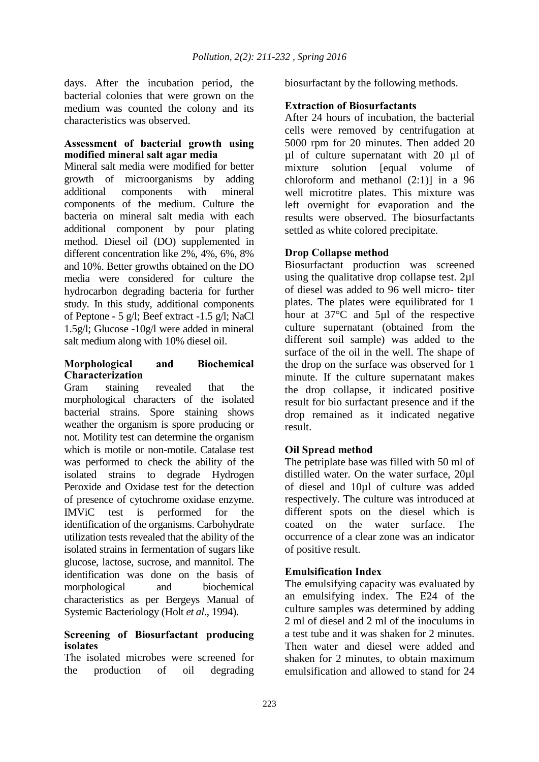days. After the incubation period, the bacterial colonies that were grown on the medium was counted the colony and its characteristics was observed.

### Assessment of bacterial growth using modified mineral salt agar media

Mineral salt media were modified for better growth of microorganisms by adding additional components with mineral components of the medium. Culture the bacteria on mineral salt media with each additional component by pour plating method. Diesel oil (DO) supplemented in different concentration like 2%, 4%, 6%, 8% and 10%. Better growths obtained on the DO media were considered for culture the hydrocarbon degrading bacteria for further study. In this study, additional components of Peptone - 5 g/l; Beef extract -1.5 g/l; NaCl 1.5g/l; Glucose -10g/l were added in mineral salt medium along with 10% diesel oil.

### Morphological and Biochemical Characterization

Gram staining revealed that the morphological characters of the isolated bacterial strains. Spore staining shows weather the organism is spore producing or not. Motility test can determine the organism which is motile or non-motile. Catalase test was performed to check the ability of the isolated strains to degrade Hydrogen Peroxide and Oxidase test for the detection of presence of cytochrome oxidase enzyme. IMViC test is performed for the identification of the organisms. Carbohydrate utilization tests revealed that the ability of the isolated strains in fermentation of sugars like glucose, lactose, sucrose, and mannitol. The identification was done on the basis of morphological and biochemical characteristics as per Bergeys Manual of Systemic Bacteriology (Holt *et al*., 1994).

### Screening of Biosurfactant producing isolates

The isolated microbes were screened for the production of oil degrading biosurfactant by the following methods.

### Extraction of Biosurfactants

After 24 hours of incubation, the bacterial cells were removed by centrifugation at 5000 rpm for 20 minutes. Then added 20 µl of culture supernatant with 20 µl of mixture solution [equal volume of chloroform and methanol (2:1)] in a 96 well microtitre plates. This mixture was left overnight for evaporation and the results were observed. The biosurfactants settled as white colored precipitate.

### Drop Collapse method

Biosurfactant production was screened using the qualitative drop collapse test. 2µl of diesel was added to 96 well micro- titer plates. The plates were equilibrated for 1 hour at 37°C and 5µl of the respective culture supernatant (obtained from the different soil sample) was added to the surface of the oil in the well. The shape of the drop on the surface was observed for 1 minute. If the culture supernatant makes the drop collapse, it indicated positive result for bio surfactant presence and if the drop remained as it indicated negative result.

### Oil Spread method

The petriplate base was filled with 50 ml of distilled water. On the water surface, 20µl of diesel and 10µl of culture was added respectively. The culture was introduced at different spots on the diesel which is coated on the water surface. The occurrence of a clear zone was an indicator of positive result.

### Emulsification Index

The emulsifying capacity was evaluated by an emulsifying index. The E24 of the culture samples was determined by adding 2 ml of diesel and 2 ml of the inoculums in a test tube and it was shaken for 2 minutes. Then water and diesel were added and shaken for 2 minutes, to obtain maximum emulsification and allowed to stand for 24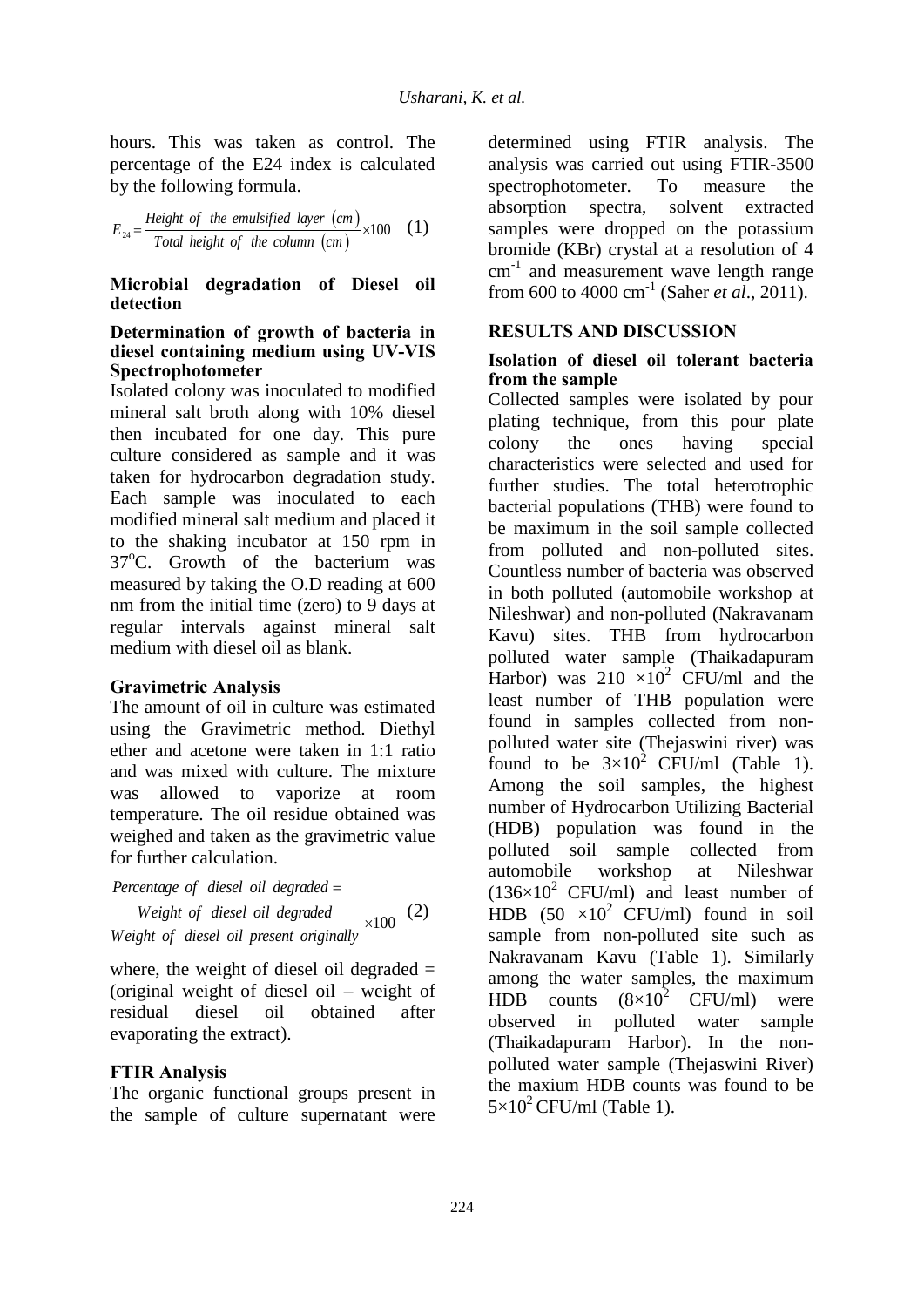hours. This was taken as control. The percentage of the E24 index is calculated by the following formula.

$$E_{24} = \frac{Height\ of\ the\ emulsified\ layer\ (cm)}{Total\ height\ of\ the\ column\ (cm)} \times 100 \quad (1)$$

## Microbial degradation of Diesel oil detection

### Determination of growth of bacteria in diesel containing medium using UV-VIS Spectrophotometer

Isolated colony was inoculated to modified mineral salt broth along with 10% diesel then incubated for one day. This pure culture considered as sample and it was taken for hydrocarbon degradation study. Each sample was inoculated to each modified mineral salt medium and placed it to the shaking incubator at 150 rpm in 37°C. Growth of the bacterium was measured by taking the O.D reading at 600 nm from the initial time (zero) to 9 days at regular intervals against mineral salt medium with diesel oil as blank.

### Gravimetric Analysis

The amount of oil in culture was estimated using the Gravimetric method. Diethyl ether and acetone were taken in 1:1 ratio and was mixed with culture. The mixture was allowed to vaporize at room temperature. The oil residue obtained was weighed and taken as the gravimetric value for further calculation.

$$Percentage\ of\ diesel\ oil\ degraded = \frac{Weight\ of\ diesel\ oil\ degraded}{Weight\ of\ diesel\ oil\ present\ originally} \times 100 \quad (2)$$

where, the weight of diesel oil degraded = (original weight of diesel oil – weight of residual diesel oil obtained after evaporating the extract).

### FTIR Analysis

The organic functional groups present in the sample of culture supernatant were determined using FTIR analysis. The analysis was carried out using FTIR-3500 spectrophotometer. To measure the absorption spectra, solvent extracted samples were dropped on the potassium bromide (KBr) crystal at a resolution of 4 $cm^{-1}$ and measurement wave length range from 600 to 4000 $cm^{-1}$ (Saher *et al*., 2011).

## RESULTS AND DISCUSSION

### Isolation of diesel oil tolerant bacteria from the sample

Collected samples were isolated by pour plating technique, from this pour plate colony the ones having special characteristics were selected and used for further studies. The total heterotrophic bacterial populations (THB) were found to be maximum in the soil sample collected from polluted and non-polluted sites. Countless number of bacteria was observed in both polluted (automobile workshop at Nileshwar) and non-polluted (Nakravanam Kavu) sites. THB from hydrocarbon polluted water sample (Thaikadapuram Harbor) was $210 \times 10^2$ CFU/ml and the least number of THB population were found in samples collected from non-polluted water site (Thejaswini river) was found to be $3 \times 10^2$ CFU/ml (Table 1). Among the soil samples, the highest number of Hydrocarbon Utilizing Bacterial (HDB) population was found in the polluted soil sample collected from automobile workshop at Nileshwar ($136 \times 10^2$ CFU/ml) and least number of HDB ($50 \times 10^2$ CFU/ml) found in soil sample from non-polluted site such as Nakravanam Kavu (Table 1). Similarly among the water samples, the maximum HDB counts ($8 \times 10^2$ CFU/ml) were observed in polluted water sample (Thaikadapuram Harbor). In the non-polluted water sample (Thejaswini River) the maxium HDB counts was found to be $5 \times 10^2$ CFU/ml (Table 1).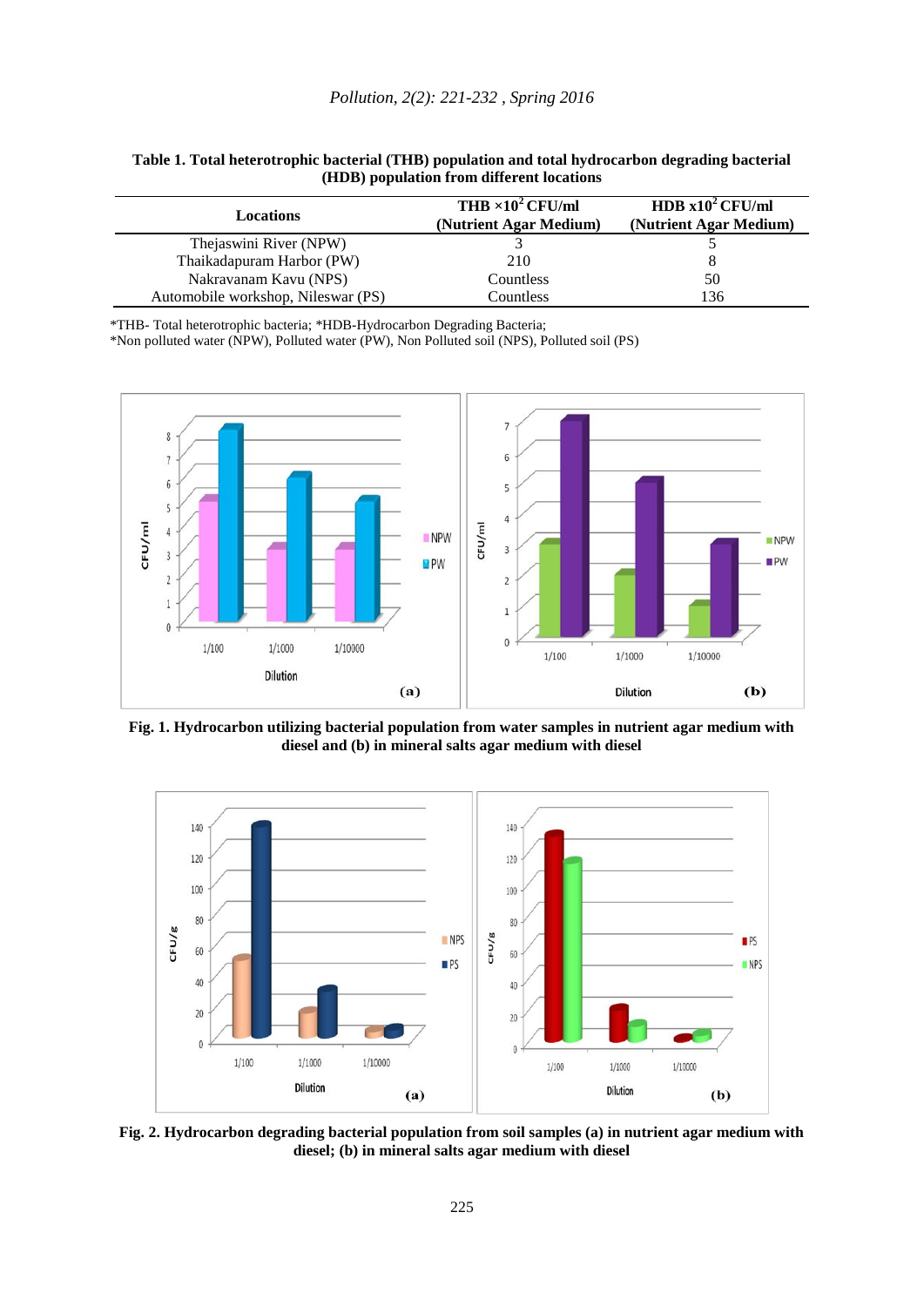**Table 1. Total heterotrophic bacterial (THB) population and total hydrocarbon degrading bacterial (HDB) population from different locations**

| Locations | THB $\times 10^2$ CFU/ml (Nutrient Agar Medium) | HDB $\times 10^2$ CFU/ml (Nutrient Agar Medium) |
|---|---|---|
| Thejaswini River (NPW) | 3 | 5 |
| Thaikadapuram Harbor (PW) | 210 | 8 |
| Nakravanam Kavu (NPS) | Countless | 50 |
| Automobile workshop, Nileswar (PS) | Countless | 136 |

*THB- Total heterotrophic bacteria; *HDB-Hydrocarbon Degrading Bacteria;
*Non polluted water (NPW), Polluted water (PW), Non Polluted soil (NPS), Polluted soil (PS)

**Fig. 1. Hydrocarbon utilizing bacterial population from water samples in nutrient agar medium with diesel and (b) in mineral salts agar medium with diesel**

**Fig. 2. Hydrocarbon degrading bacterial population from soil samples (a) in nutrient agar medium with diesel; (b) in mineral salts agar medium with diesel**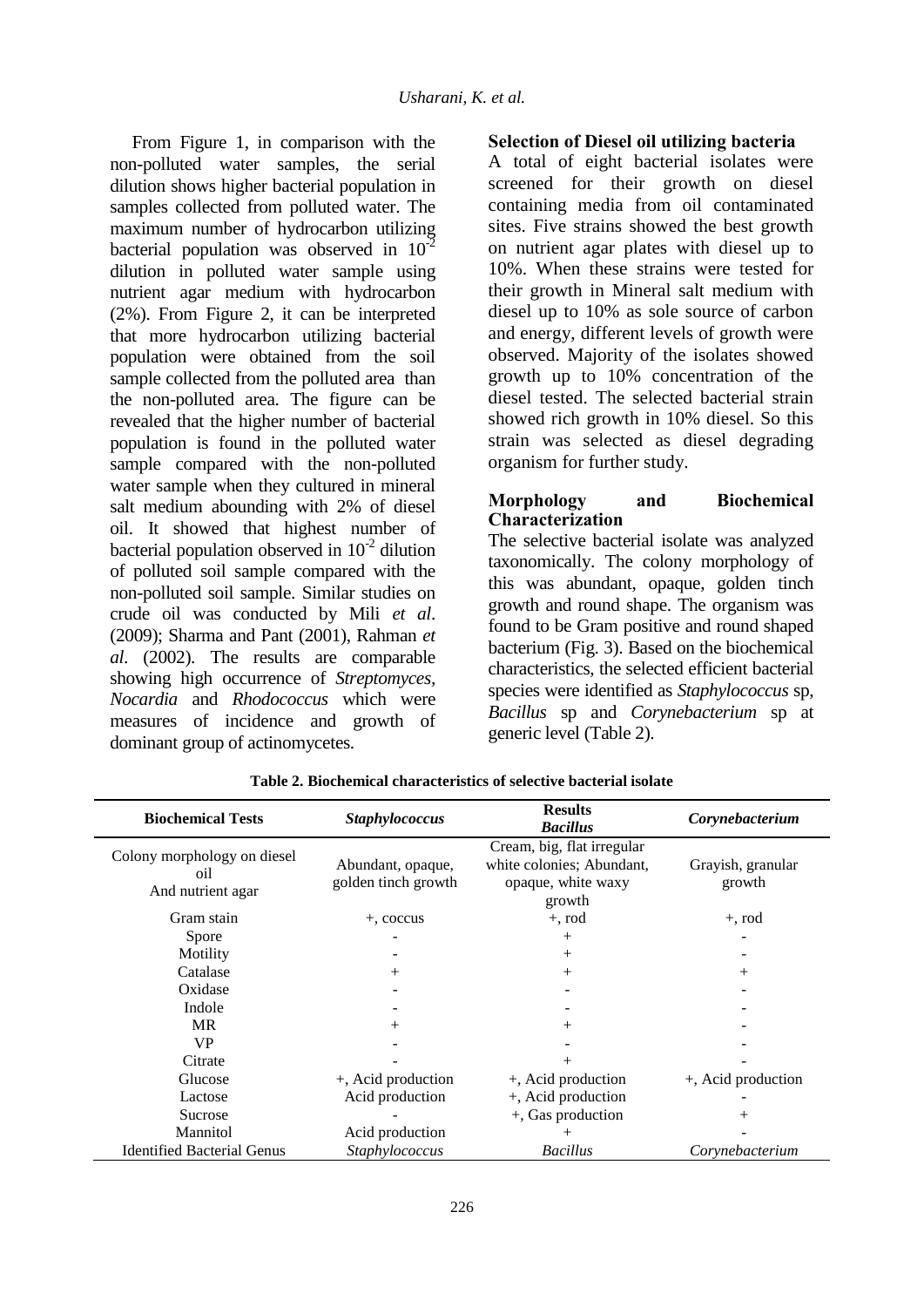From Figure 1, in comparison with the non-polluted water samples, the serial dilution shows higher bacterial population in samples collected from polluted water. The maximum number of hydrocarbon utilizing bacterial population was observed in $10^{-2}$ dilution in polluted water sample using nutrient agar medium with hydrocarbon (2%). From Figure 2, it can be interpreted that more hydrocarbon utilizing bacterial population were obtained from the soil sample collected from the polluted area than the non-polluted area. The figure can be revealed that the higher number of bacterial population is found in the polluted water sample compared with the non-polluted water sample when they cultured in mineral salt medium abounding with 2% of diesel oil. It showed that highest number of bacterial population observed in $10^{-2}$ dilution of polluted soil sample compared with the non-polluted soil sample. Similar studies on crude oil was conducted by Mili *et al*. (2009); Sharma and Pant (2001), Rahman *et al*. (2002). The results are comparable showing high occurrence of *Streptomyces*, *Nocardia* and *Rhodococcus* which were measures of incidence and growth of dominant group of actinomycetes.

## Selection of Diesel oil utilizing bacteria

A total of eight bacterial isolates were screened for their growth on diesel containing media from oil contaminated sites. Five strains showed the best growth on nutrient agar plates with diesel up to 10%. When these strains were tested for their growth in Mineral salt medium with diesel up to 10% as sole source of carbon and energy, different levels of growth were observed. Majority of the isolates showed growth up to 10% concentration of the diesel tested. The selected bacterial strain showed rich growth in 10% diesel. So this strain was selected as diesel degrading organism for further study.

## Morphology and Biochemical Characterization

The selective bacterial isolate was analyzed taxonomically. The colony morphology of this was abundant, opaque, golden tinch growth and round shape. The organism was found to be Gram positive and round shaped bacterium (Fig. 3). Based on the biochemical characteristics, the selected efficient bacterial species were identified as *Staphylococcus* sp, *Bacillus* sp and *Corynebacterium* sp at generic level (Table 2).

**Table 2. Biochemical characteristics of selective bacterial isolate**

| Biochemical Tests | *Staphylococcus* | Results<br>*Bacillus* | *Corynebacterium* |
|---|---|---|---|
| Colony morphology on diesel oil And nutrient agar | Abundant, opaque, golden tinch growth | Cream, big, flat irregular white colonies; Abundant, opaque, white waxy growth | Grayish, granular growth |
| Gram stain | +, coccus | +, rod | +, rod |
| Spore | - | + | - |
| Motility | - | + | - |
| Catalase | + | + | + |
| Oxidase | - | - | - |
| Indole | - | - | - |
| MR | + | + | - |
| VP | - | - | - |
| Citrate | - | + | - |
| Glucose | +, Acid production | +, Acid production | +, Acid production |
| Lactose | Acid production | +, Acid production | - |
| Sucrose | - | +, Gas production | + |
| Mannitol | Acid production | + | - |
| Identified Bacterial Genus | *Staphylococcus* | *Bacillus* | *Corynebacterium* |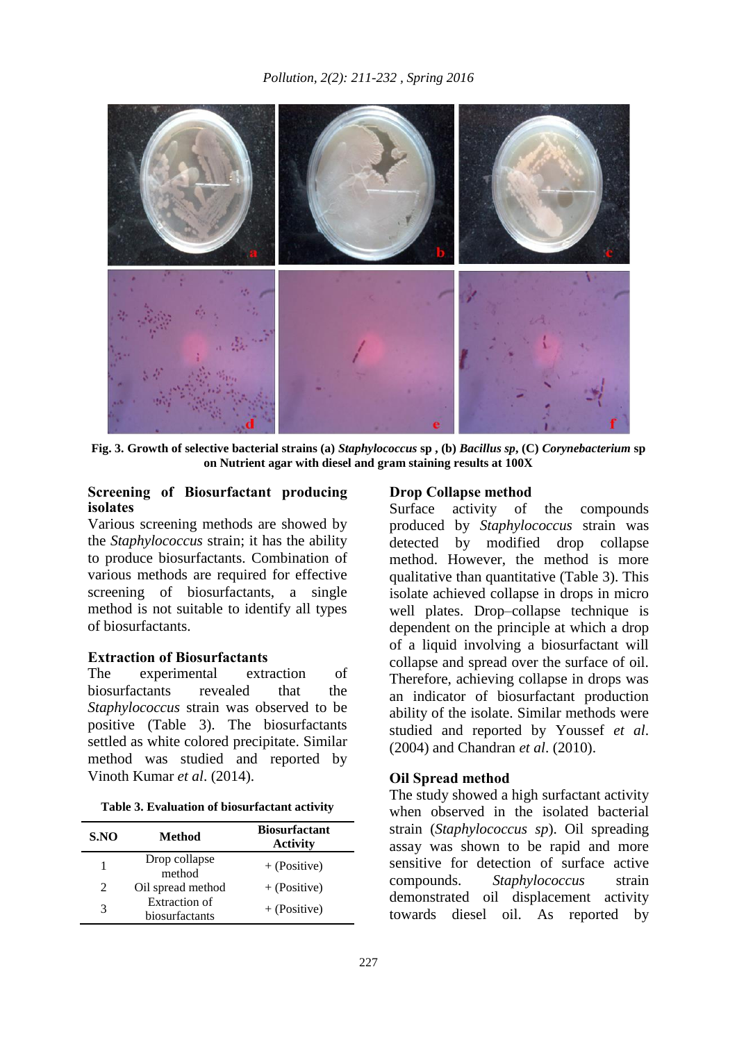**Fig. 3. Growth of selective bacterial strains (a) *Staphylococcus* sp , (b) *Bacillus sp*, (C) *Corynebacterium* sp on Nutrient agar with diesel and gram staining results at 100X**

### Screening of Biosurfactant producing isolates

Various screening methods are showed by the *Staphylococcus* strain; it has the ability to produce biosurfactants. Combination of various methods are required for effective screening of biosurfactants, a single method is not suitable to identify all types of biosurfactants.

### Extraction of Biosurfactants

The experimental extraction of biosurfactants revealed that the *Staphylococcus* strain was observed to be positive (Table 3). The biosurfactants settled as white colored precipitate. Similar method was studied and reported by Vinoth Kumar *et al*. (2014).

**Table 3. Evaluation of biosurfactant activity**

| S.NO | Method | Biosurfactant Activity |
|---|---|---|
| 1 | Drop collapse method | + (Positive) |
| 2 | Oil spread method | + (Positive) |
| 3 | Extraction of biosurfactants | + (Positive) |

### Drop Collapse method

Surface activity of the compounds produced by *Staphylococcus* strain was detected by modified drop collapse method. However, the method is more qualitative than quantitative (Table 3). This isolate achieved collapse in drops in micro well plates. Drop–collapse technique is dependent on the principle at which a drop of a liquid involving a biosurfactant will collapse and spread over the surface of oil. Therefore, achieving collapse in drops was an indicator of biosurfactant production ability of the isolate. Similar methods were studied and reported by Youssef *et al*. (2004) and Chandran *et al*. (2010).

### Oil Spread method

The study showed a high surfactant activity when observed in the isolated bacterial strain (*Staphylococcus sp*). Oil spreading assay was shown to be rapid and more sensitive for detection of surface active compounds. *Staphylococcus* strain demonstrated oil displacement activity towards diesel oil. As reported by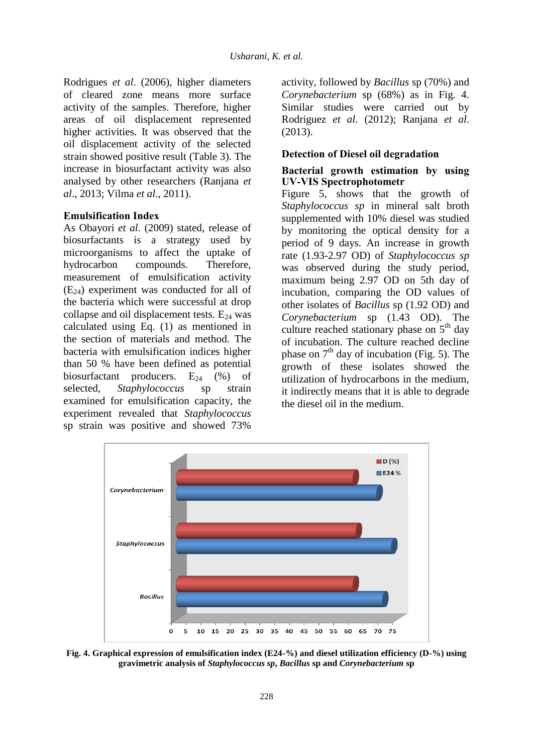Rodrigues *et al*. (2006), higher diameters of cleared zone means more surface activity of the samples. Therefore, higher areas of oil displacement represented higher activities. It was observed that the oil displacement activity of the selected strain showed positive result (Table 3). The increase in biosurfactant activity was also analysed by other researchers (Ranjana *et al*., 2013; Vilma *et al*., 2011).

## Emulsification Index

As Obayori *et al*. (2009) stated, release of biosurfactants is a strategy used by microorganisms to affect the uptake of hydrocarbon compounds. Therefore, measurement of emulsification activity ($E_{24}$) experiment was conducted for all of the bacteria which were successful at drop collapse and oil displacement tests. $E_{24}$ was calculated using Eq. (1) as mentioned in the section of materials and method. The bacteria with emulsification indices higher than 50 % have been defined as potential biosurfactant producers. $E_{24}$ (%) of selected, *Staphylococcus* sp strain examined for emulsification capacity, the experiment revealed that *Staphylococcus* sp strain was positive and showed 73% activity, followed by *Bacillus* sp (70%) and *Corynebacterium* sp (68%) as in Fig. 4. Similar studies were carried out by Rodriguez *et al*. (2012); Ranjana *et al*. (2013).

## Detection of Diesel oil degradation

### Bacterial growth estimation by using UV-VIS Spectrophotometr

Figure 5, shows that the growth of *Staphylococcus sp* in mineral salt broth supplemented with 10% diesel was studied by monitoring the optical density for a period of 9 days. An increase in growth rate (1.93-2.97 OD) of *Staphylococcus sp* was observed during the study period, maximum being 2.97 OD on 5th day of incubation, comparing the OD values of other isolates of *Bacillus* sp (1.92 OD) and *Corynebacterium* sp (1.43 OD). The culture reached stationary phase on 5th day of incubation. The culture reached decline phase on 7th day of incubation (Fig. 5). The growth of these isolates showed the utilization of hydrocarbons in the medium, it indirectly means that it is able to degrade the diesel oil in the medium.

**Fig. 4. Graphical expression of emulsification index (E24-%) and diesel utilization efficiency (D-%) using gravimetric analysis of *Staphylococcus sp*, *Bacillus* sp and *Corynebacterium* sp**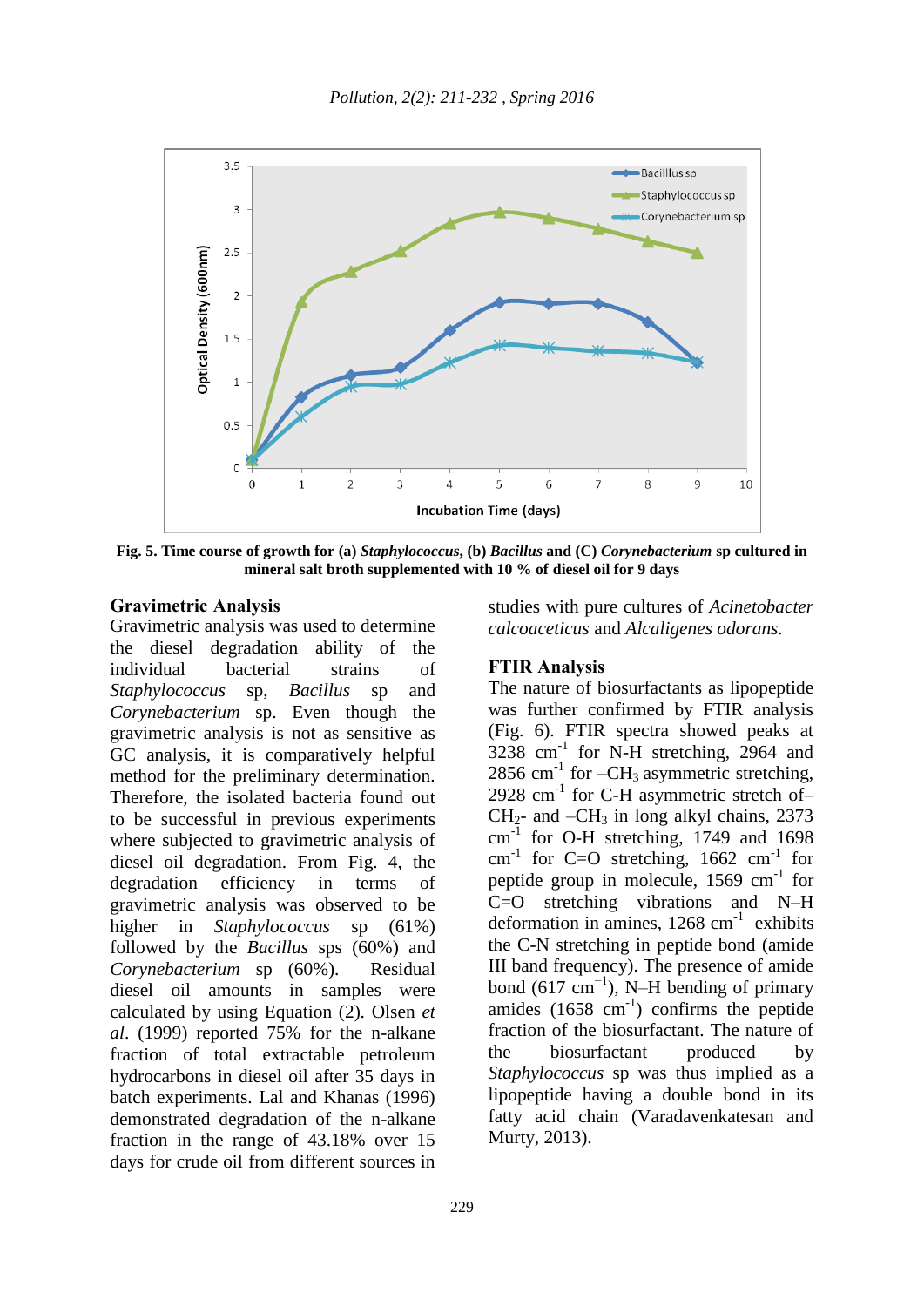Fig. 5. Time course of growth for (a) *Staphylococcus*, (b) *Bacillus* and (C) *Corynebacterium* sp cultured in mineral salt broth supplemented with 10 % of diesel oil for 9 days

### Gravimetric Analysis

Gravimetric analysis was used to determine the diesel degradation ability of the individual bacterial strains of *Staphylococcus* sp, *Bacillus* sp and *Corynebacterium* sp. Even though the gravimetric analysis is not as sensitive as GC analysis, it is comparatively helpful method for the preliminary determination. Therefore, the isolated bacteria found out to be successful in previous experiments where subjected to gravimetric analysis of diesel oil degradation. From Fig. 4, the degradation efficiency in terms of gravimetric analysis was observed to be higher in *Staphylococcus* sp (61%) followed by the *Bacillus* sps (60%) and *Corynebacterium* sp (60%). Residual diesel oil amounts in samples were calculated by using Equation (2). Olsen *et al*. (1999) reported 75% for the n-alkane fraction of total extractable petroleum hydrocarbons in diesel oil after 35 days in batch experiments. Lal and Khanas (1996) demonstrated degradation of the n-alkane fraction in the range of 43.18% over 15 days for crude oil from different sources in studies with pure cultures of *Acinetobacter calcoaceticus* and *Alcaligenes odorans.*

### FTIR Analysis

The nature of biosurfactants as lipopeptide was further confirmed by FTIR analysis (Fig. 6). FTIR spectra showed peaks at 3238 $cm^{-1}$ for N-H stretching, 2964 and 2856 $cm^{-1}$ for $-CH_3$ asymmetric stretching, 2928 $cm^{-1}$ for C-H asymmetric stretch of–$CH_2$- and $-CH_3$ in long alkyl chains, 2373 $cm^{-1}$ for O-H stretching, 1749 and 1698 $cm^{-1}$ for C=O stretching, 1662 $cm^{-1}$ for peptide group in molecule, 1569 $cm^{-1}$ for C=O stretching vibrations and N–H deformation in amines, 1268 $cm^{-1}$ exhibits the C-N stretching in peptide bond (amide III band frequency). The presence of amide bond (617 $cm^{-1}$), N–H bending of primary amides (1658 $cm^{-1}$) confirms the peptide fraction of the biosurfactant. The nature of the biosurfactant produced by *Staphylococcus* sp was thus implied as a lipopeptide having a double bond in its fatty acid chain (Varadavenkatesan and Murty, 2013).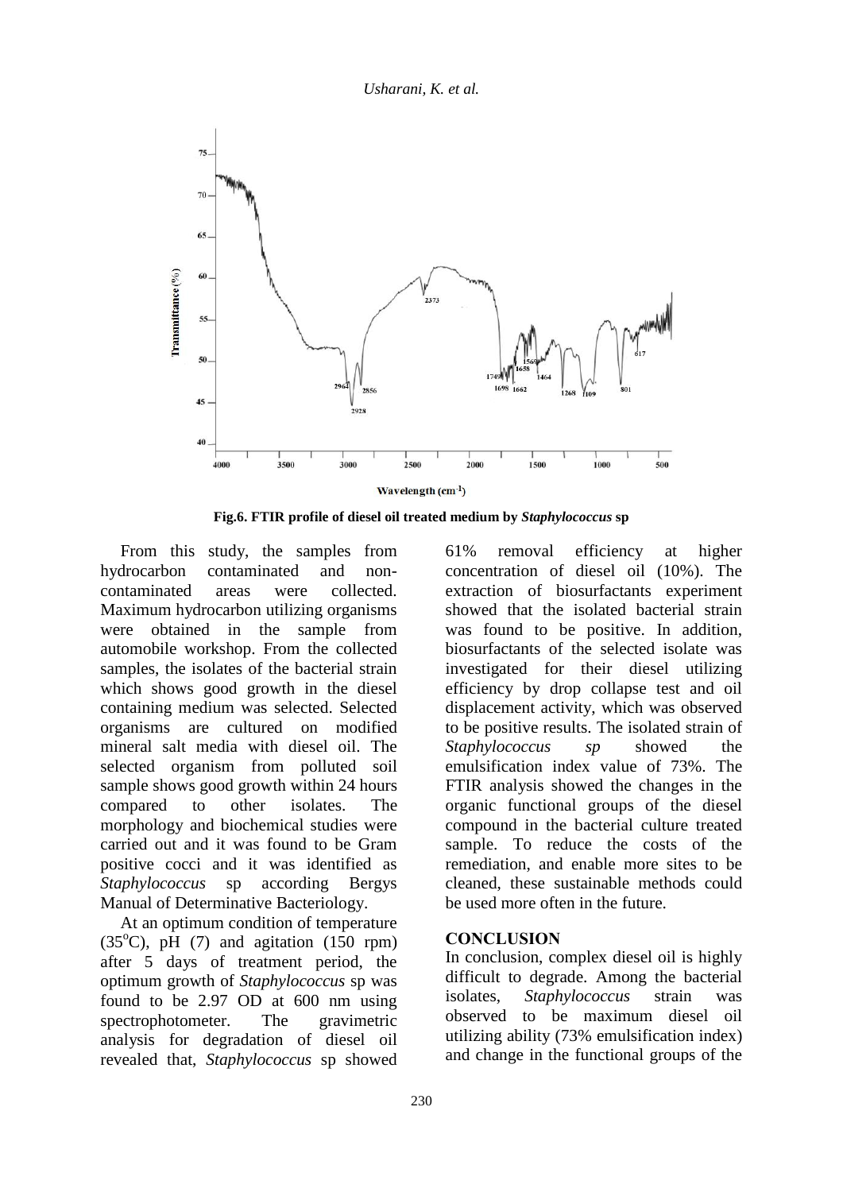Fig.6. FTIR profile of diesel oil treated medium by *Staphylococcus* sp

From this study, the samples from hydrocarbon contaminated and non-contaminated areas were collected. Maximum hydrocarbon utilizing organisms were obtained in the sample from automobile workshop. From the collected samples, the isolates of the bacterial strain which shows good growth in the diesel containing medium was selected. Selected organisms are cultured on modified mineral salt media with diesel oil. The selected organism from polluted soil sample shows good growth within 24 hours compared to other isolates. The morphology and biochemical studies were carried out and it was found to be Gram positive cocci and it was identified as *Staphylococcus* sp according Bergys Manual of Determinative Bacteriology.

At an optimum condition of temperature (35°C), pH (7) and agitation (150 rpm) after 5 days of treatment period, the optimum growth of *Staphylococcus* sp was found to be 2.97 OD at 600 nm using spectrophotometer. The gravimetric analysis for degradation of diesel oil revealed that, *Staphylococcus* sp showed 61% removal efficiency at higher concentration of diesel oil (10%). The extraction of biosurfactants experiment showed that the isolated bacterial strain was found to be positive. In addition, biosurfactants of the selected isolate was investigated for their diesel utilizing efficiency by drop collapse test and oil displacement activity, which was observed to be positive results. The isolated strain of *Staphylococcus sp* showed the emulsification index value of 73%. The FTIR analysis showed the changes in the organic functional groups of the diesel compound in the bacterial culture treated sample. To reduce the costs of the remediation, and enable more sites to be cleaned, these sustainable methods could be used more often in the future.

## CONCLUSION

In conclusion, complex diesel oil is highly difficult to degrade. Among the bacterial isolates, *Staphylococcus* strain was observed to be maximum diesel oil utilizing ability (73% emulsification index) and change in the functional groups of the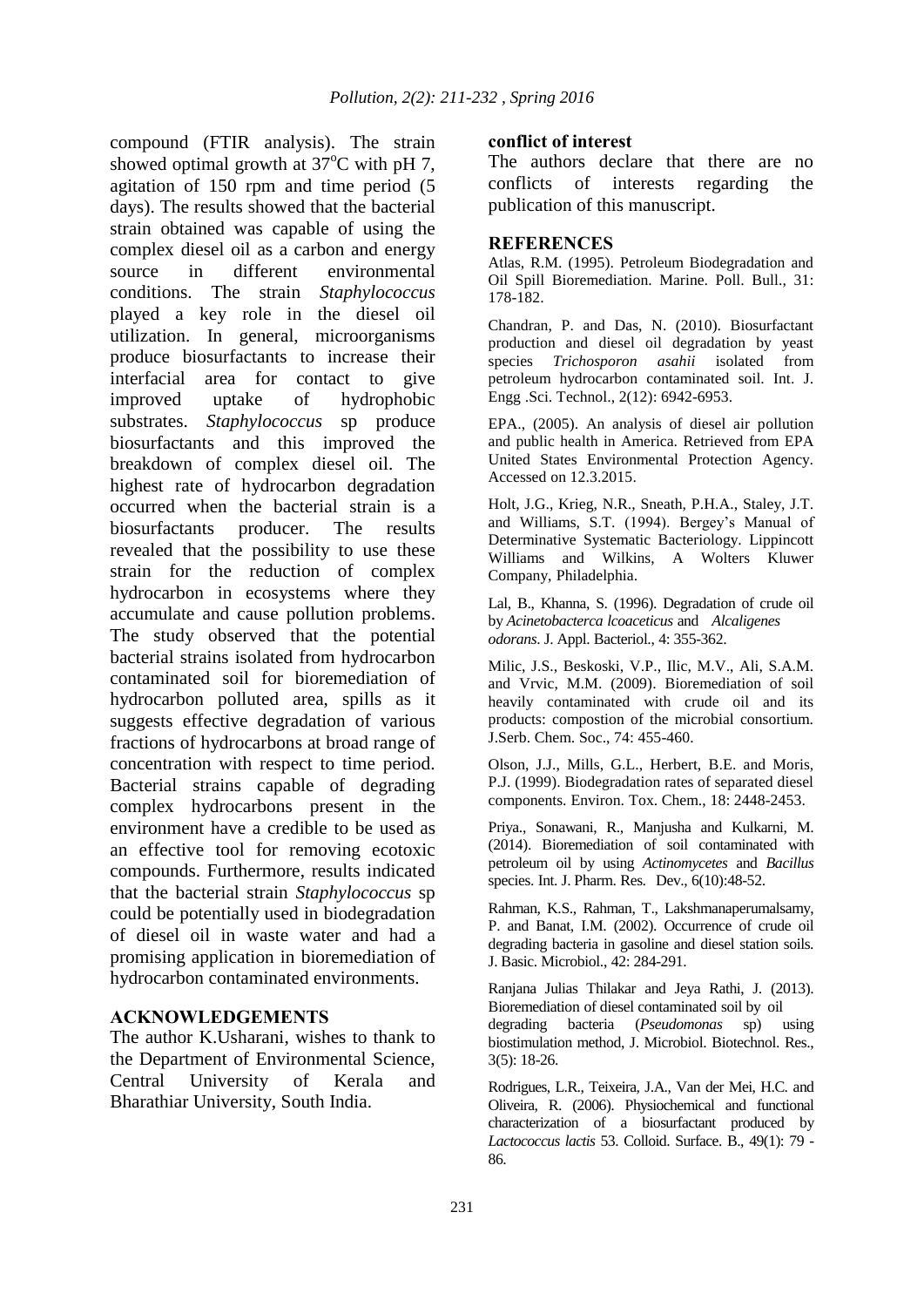compound (FTIR analysis). The strain showed optimal growth at $37^oC$ with pH 7, agitation of 150 rpm and time period (5 days). The results showed that the bacterial strain obtained was capable of using the complex diesel oil as a carbon and energy source in different environmental conditions. The strain *Staphylococcus* played a key role in the diesel oil utilization. In general, microorganisms produce biosurfactants to increase their interfacial area for contact to give improved uptake of hydrophobic substrates. *Staphylococcus* sp produce biosurfactants and this improved the breakdown of complex diesel oil. The highest rate of hydrocarbon degradation occurred when the bacterial strain is a biosurfactants producer. The results revealed that the possibility to use these strain for the reduction of complex hydrocarbon in ecosystems where they accumulate and cause pollution problems. The study observed that the potential bacterial strains isolated from hydrocarbon contaminated soil for bioremediation of hydrocarbon polluted area, spills as it suggests effective degradation of various fractions of hydrocarbons at broad range of concentration with respect to time period. Bacterial strains capable of degrading complex hydrocarbons present in the environment have a credible to be used as an effective tool for removing ecotoxic compounds. Furthermore, results indicated that the bacterial strain *Staphylococcus* sp could be potentially used in biodegradation of diesel oil in waste water and had a promising application in bioremediation of hydrocarbon contaminated environments.

## ACKNOWLEDGEMENTS

The author K.Usharani, wishes to thank to the Department of Environmental Science, Central University of Kerala and Bharathiar University, South India.

## conflict of interest

The authors declare that there are no conflicts of interests regarding the publication of this manuscript.

## REFERENCES

Atlas, R.M. (1995). Petroleum Biodegradation and Oil Spill Bioremediation. Marine. Poll. Bull., 31: 178-182.

Chandran, P. and Das, N. (2010). Biosurfactant production and diesel oil degradation by yeast species *Trichosporon asahii* isolated from petroleum hydrocarbon contaminated soil. Int. J. Engg .Sci. Technol., 2(12): 6942-6953.

EPA., (2005). An analysis of diesel air pollution and public health in America. Retrieved from EPA United States Environmental Protection Agency. Accessed on 12.3.2015.

Holt, J.G., Krieg, N.R., Sneath, P.H.A., Staley, J.T. and Williams, S.T. (1994). Bergey's Manual of Determinative Systematic Bacteriology. Lippincott Williams and Wilkins, A Wolters Kluwer Company, Philadelphia.

Lal, B., Khanna, S. (1996). Degradation of crude oil by *Acinetobacterca lcoaceticus* and *Alcaligenes odorans.* J. Appl. Bacteriol., 4: 355-362.

Milic, J.S., Beskoski, V.P., Ilic, M.V., Ali, S.A.M. and Vrvic, M.M. (2009). Bioremediation of soil heavily contaminated with crude oil and its products: compostion of the microbial consortium. J.Serb. Chem. Soc., 74: 455-460.

Olson, J.J., Mills, G.L., Herbert, B.E. and Moris, P.J. (1999). Biodegradation rates of separated diesel components. Environ. Tox. Chem., 18: 2448-2453.

Priya., Sonawani, R., Manjusha and Kulkarni, M. (2014). Bioremediation of soil contaminated with petroleum oil by using *Actinomycetes* and *Bacillus* species. Int. J. Pharm. Res. Dev., 6(10):48-52.

Rahman, K.S., Rahman, T., Lakshmanaperumalsamy, P. and Banat, I.M. (2002). Occurrence of crude oil degrading bacteria in gasoline and diesel station soils. J. Basic. Microbiol., 42: 284-291.

Ranjana Julias Thilakar and Jeya Rathi, J. (2013). Bioremediation of diesel contaminated soil by oil degrading bacteria (*Pseudomonas* sp) using biostimulation method, J. Microbiol. Biotechnol. Res., 3(5): 18-26.

Rodrigues, L.R., Teixeira, J.A., Van der Mei, H.C. and Oliveira, R. (2006). Physiochemical and functional characterization of a biosurfactant produced by *Lactococcus lactis* 53. Colloid. Surface. B., 49(1): 79 - 86.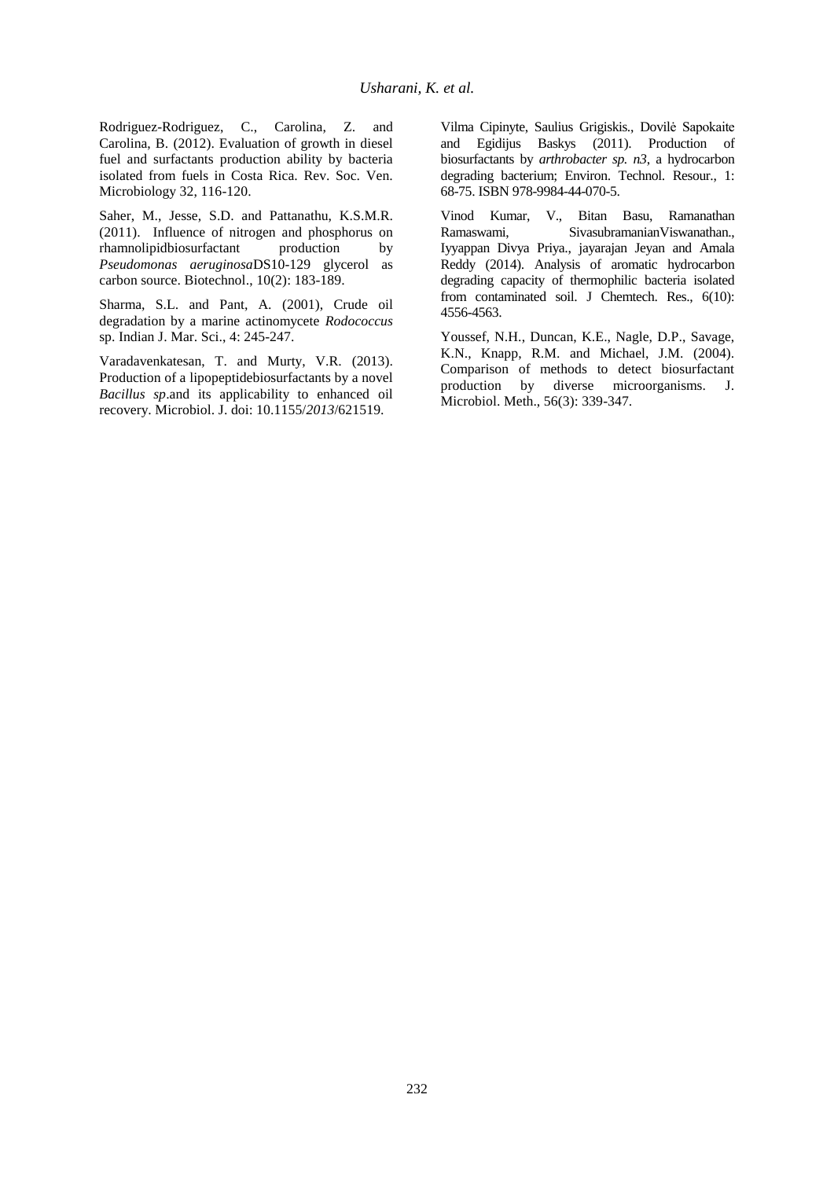Rodriguez-Rodriguez, C., Carolina, Z. and Carolina, B. (2012). Evaluation of growth in diesel fuel and surfactants production ability by bacteria isolated from fuels in Costa Rica. Rev. Soc. Ven. Microbiology 32, 116-120.

Saher, M., Jesse, S.D. and Pattanathu, K.S.M.R. (2011). Influence of nitrogen and phosphorus on rhamnolipidbiosurfactant production by *Pseudomonas aeruginosa*DS10-129 glycerol as carbon source. Biotechnol., 10(2): 183-189.

Sharma, S.L. and Pant, A. (2001), Crude oil degradation by a marine actinomycete *Rodococcus* sp. Indian J. Mar. Sci., 4: 245-247.

Varadavenkatesan, T. and Murty, V.R. (2013). Production of a lipopeptidebiosurfactants by a novel *Bacillus sp*.and its applicability to enhanced oil recovery. Microbiol. J. doi: 10.1155/*2013*/621519.

Vilma Cipinyte, Saulius Grigiskis., Dovilė Sapokaite and Egidijus Baskys (2011). Production of biosurfactants by *arthrobacter sp. n3*, a hydrocarbon degrading bacterium; Environ. Technol. Resour., 1: 68-75. ISBN 978-9984-44-070-5.

Vinod Kumar, V., Bitan Basu, Ramanathan Ramaswami, SivasubramanianViswanathan., Iyyappan Divya Priya., jayarajan Jeyan and Amala Reddy (2014). Analysis of aromatic hydrocarbon degrading capacity of thermophilic bacteria isolated from contaminated soil. J Chemtech. Res., 6(10): 4556-4563.

Youssef, N.H., Duncan, K.E., Nagle, D.P., Savage, K.N., Knapp, R.M. and Michael, J.M. (2004). Comparison of methods to detect biosurfactant production by diverse microorganisms. J. Microbiol. Meth., 56(3): 339-347.